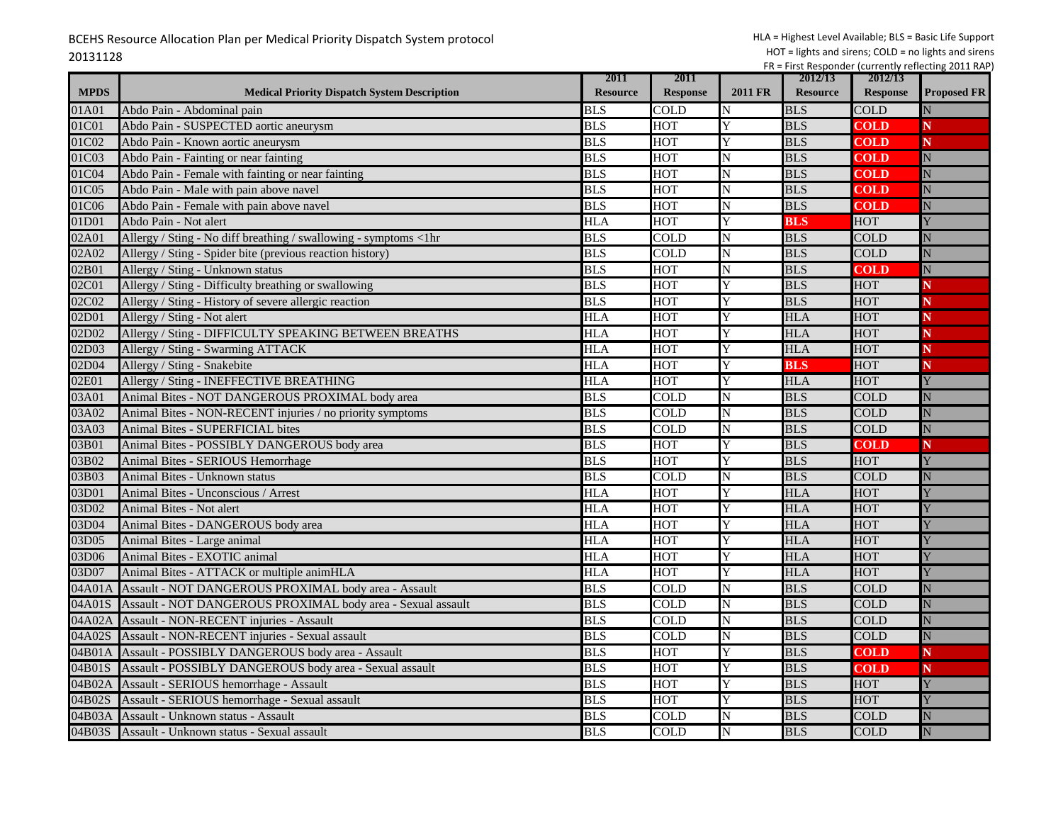BCEHS Resource Allocation Plan per Medical Priority Dispatch System protocol
20131128

HLA = Highest Level Available; BLS = Basic Life Support
HOT = lights and sirens; COLD = no lights and sirens
FR = First Responder (currently reflecting 2011 RAP)

| MPDS | Medical Priority Dispatch System Description | 2011 Resource | 2011 Response | 2011 FR | 2012/13 Resource | 2012/13 Response | Proposed FR |
|---|---|---|---|---|---|---|---|
| 01A01 | Abdo Pain - Abdominal pain | BLS | COLD | N | BLS | COLD | N |
| 01C01 | Abdo Pain - SUSPECTED aortic aneurysm | BLS | HOT | Y | BLS | **COLD** | **N** |
| 01C02 | Abdo Pain - Known aortic aneurysm | BLS | HOT | Y | BLS | **COLD** | **N** |
| 01C03 | Abdo Pain - Fainting or near fainting | BLS | HOT | N | BLS | **COLD** | N |
| 01C04 | Abdo Pain - Female with fainting or near fainting | BLS | HOT | N | BLS | **COLD** | N |
| 01C05 | Abdo Pain - Male with pain above navel | BLS | HOT | N | BLS | **COLD** | N |
| 01C06 | Abdo Pain - Female with pain above navel | BLS | HOT | N | BLS | **COLD** | N |
| 01D01 | Abdo Pain - Not alert | HLA | HOT | Y | **BLS** | HOT | Y |
| 02A01 | Allergy / Sting - No diff breathing / swallowing - symptoms <1hr | BLS | COLD | N | BLS | COLD | N |
| 02A02 | Allergy / Sting - Spider bite (previous reaction history) | BLS | COLD | N | BLS | COLD | N |
| 02B01 | Allergy / Sting - Unknown status | BLS | HOT | N | BLS | **COLD** | N |
| 02C01 | Allergy / Sting - Difficulty breathing or swallowing | BLS | HOT | Y | BLS | HOT | **N** |
| 02C02 | Allergy / Sting - History of severe allergic reaction | BLS | HOT | Y | BLS | HOT | **N** |
| 02D01 | Allergy / Sting - Not alert | HLA | HOT | Y | HLA | HOT | **N** |
| 02D02 | Allergy / Sting - DIFFICULTY SPEAKING BETWEEN BREATHS | HLA | HOT | Y | HLA | HOT | **N** |
| 02D03 | Allergy / Sting - Swarming ATTACK | HLA | HOT | Y | HLA | HOT | **N** |
| 02D04 | Allergy / Sting - Snakebite | HLA | HOT | Y | **BLS** | HOT | **N** |
| 02E01 | Allergy / Sting - INEFFECTIVE BREATHING | HLA | HOT | Y | HLA | HOT | Y |
| 03A01 | Animal Bites - NOT DANGEROUS PROXIMAL body area | BLS | COLD | N | BLS | COLD | N |
| 03A02 | Animal Bites - NON-RECENT injuries / no priority symptoms | BLS | COLD | N | BLS | COLD | N |
| 03A03 | Animal Bites - SUPERFICIAL bites | BLS | COLD | N | BLS | COLD | N |
| 03B01 | Animal Bites - POSSIBLY DANGEROUS body area | BLS | HOT | Y | BLS | **COLD** | **N** |
| 03B02 | Animal Bites - SERIOUS Hemorrhage | BLS | HOT | Y | BLS | HOT | Y |
| 03B03 | Animal Bites - Unknown status | BLS | COLD | N | BLS | COLD | N |
| 03D01 | Animal Bites - Unconscious / Arrest | HLA | HOT | Y | HLA | HOT | Y |
| 03D02 | Animal Bites - Not alert | HLA | HOT | Y | HLA | HOT | Y |
| 03D04 | Animal Bites - DANGEROUS body area | HLA | HOT | Y | HLA | HOT | Y |
| 03D05 | Animal Bites - Large animal | HLA | HOT | Y | HLA | HOT | Y |
| 03D06 | Animal Bites - EXOTIC animal | HLA | HOT | Y | HLA | HOT | Y |
| 03D07 | Animal Bites - ATTACK or multiple animHLA | HLA | HOT | Y | HLA | HOT | Y |
| 04A01A | Assault - NOT DANGEROUS PROXIMAL body area - Assault | BLS | COLD | N | BLS | COLD | N |
| 04A01S | Assault - NOT DANGEROUS PROXIMAL body area - Sexual assault | BLS | COLD | N | BLS | COLD | N |
| 04A02A | Assault - NON-RECENT injuries - Assault | BLS | COLD | N | BLS | COLD | N |
| 04A02S | Assault - NON-RECENT injuries - Sexual assault | BLS | COLD | N | BLS | COLD | N |
| 04B01A | Assault - POSSIBLY DANGEROUS body area - Assault | BLS | HOT | Y | BLS | **COLD** | **N** |
| 04B01S | Assault - POSSIBLY DANGEROUS body area - Sexual assault | BLS | HOT | Y | BLS | **COLD** | **N** |
| 04B02A | Assault - SERIOUS hemorrhage - Assault | BLS | HOT | Y | BLS | HOT | Y |
| 04B02S | Assault - SERIOUS hemorrhage - Sexual assault | BLS | HOT | Y | BLS | HOT | Y |
| 04B03A | Assault - Unknown status - Assault | BLS | COLD | N | BLS | COLD | N |
| 04B03S | Assault - Unknown status - Sexual assault | BLS | COLD | N | BLS | COLD | N |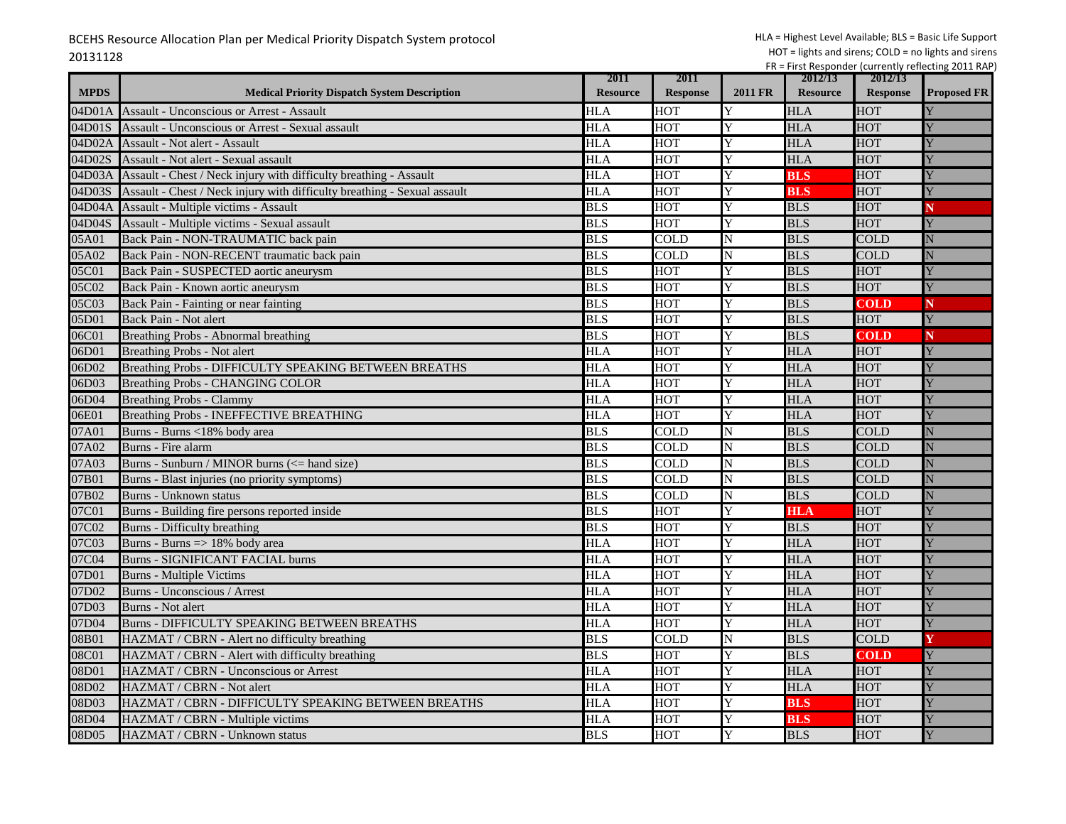BCEHS Resource Allocation Plan per Medical Priority Dispatch System protocol
20131128

HLA = Highest Level Available; BLS = Basic Life Support
HOT = lights and sirens; COLD = no lights and sirens
FR = First Responder (currently reflecting 2011 RAP)

| MPDS | Medical Priority Dispatch System Description | 2011 Resource | 2011 Response | 2011 FR | 2012/13 Resource | 2012/13 Response | Proposed FR |
|---|---|---|---|---|---|---|---|
| 04D01A | Assault - Unconscious or Arrest - Assault | HLA | HOT | Y | HLA | HOT | Y |
| 04D01S | Assault - Unconscious or Arrest - Sexual assault | HLA | HOT | Y | HLA | HOT | Y |
| 04D02A | Assault - Not alert - Assault | HLA | HOT | Y | HLA | HOT | Y |
| 04D02S | Assault - Not alert - Sexual assault | HLA | HOT | Y | HLA | HOT | Y |
| 04D03A | Assault - Chest / Neck injury with difficulty breathing - Assault | HLA | HOT | Y | **BLS** | HOT | Y |
| 04D03S | Assault - Chest / Neck injury with difficulty breathing - Sexual assault | HLA | HOT | Y | **BLS** | HOT | Y |
| 04D04A | Assault - Multiple victims - Assault | BLS | HOT | Y | BLS | HOT | **N** |
| 04D04S | Assault - Multiple victims - Sexual assault | BLS | HOT | Y | BLS | HOT | Y |
| 05A01 | Back Pain - NON-TRAUMATIC back pain | BLS | COLD | N | BLS | COLD | N |
| 05A02 | Back Pain - NON-RECENT traumatic back pain | BLS | COLD | N | BLS | COLD | N |
| 05C01 | Back Pain - SUSPECTED aortic aneurysm | BLS | HOT | Y | BLS | HOT | Y |
| 05C02 | Back Pain - Known aortic aneurysm | BLS | HOT | Y | BLS | HOT | Y |
| 05C03 | Back Pain - Fainting or near fainting | BLS | HOT | Y | BLS | **COLD** | **N** |
| 05D01 | Back Pain - Not alert | BLS | HOT | Y | BLS | HOT | Y |
| 06C01 | Breathing Probs - Abnormal breathing | BLS | HOT | Y | BLS | **COLD** | **N** |
| 06D01 | Breathing Probs - Not alert | HLA | HOT | Y | HLA | HOT | Y |
| 06D02 | Breathing Probs - DIFFICULTY SPEAKING BETWEEN BREATHS | HLA | HOT | Y | HLA | HOT | Y |
| 06D03 | Breathing Probs - CHANGING COLOR | HLA | HOT | Y | HLA | HOT | Y |
| 06D04 | Breathing Probs - Clammy | HLA | HOT | Y | HLA | HOT | Y |
| 06E01 | Breathing Probs - INEFFECTIVE BREATHING | HLA | HOT | Y | HLA | HOT | Y |
| 07A01 | Burns - Burns <18% body area | BLS | COLD | N | BLS | COLD | N |
| 07A02 | Burns - Fire alarm | BLS | COLD | N | BLS | COLD | N |
| 07A03 | Burns - Sunburn / MINOR burns (<= hand size) | BLS | COLD | N | BLS | COLD | N |
| 07B01 | Burns - Blast injuries (no priority symptoms) | BLS | COLD | N | BLS | COLD | N |
| 07B02 | Burns - Unknown status | BLS | COLD | N | BLS | COLD | N |
| 07C01 | Burns - Building fire persons reported inside | BLS | HOT | Y | **HLA** | HOT | Y |
| 07C02 | Burns - Difficulty breathing | BLS | HOT | Y | BLS | HOT | Y |
| 07C03 | Burns - Burns => 18% body area | HLA | HOT | Y | HLA | HOT | Y |
| 07C04 | Burns - SIGNIFICANT FACIAL burns | HLA | HOT | Y | HLA | HOT | Y |
| 07D01 | Burns - Multiple Victims | HLA | HOT | Y | HLA | HOT | Y |
| 07D02 | Burns - Unconscious / Arrest | HLA | HOT | Y | HLA | HOT | Y |
| 07D03 | Burns - Not alert | HLA | HOT | Y | HLA | HOT | Y |
| 07D04 | Burns - DIFFICULTY SPEAKING BETWEEN BREATHS | HLA | HOT | Y | HLA | HOT | Y |
| 08B01 | HAZMAT / CBRN - Alert no difficulty breathing | BLS | COLD | N | BLS | COLD | **Y** |
| 08C01 | HAZMAT / CBRN - Alert with difficulty breathing | BLS | HOT | Y | BLS | **COLD** | Y |
| 08D01 | HAZMAT / CBRN - Unconscious or Arrest | HLA | HOT | Y | HLA | HOT | Y |
| 08D02 | HAZMAT / CBRN - Not alert | HLA | HOT | Y | HLA | HOT | Y |
| 08D03 | HAZMAT / CBRN - DIFFICULTY SPEAKING BETWEEN BREATHS | HLA | HOT | Y | **BLS** | HOT | Y |
| 08D04 | HAZMAT / CBRN - Multiple victims | HLA | HOT | Y | **BLS** | HOT | Y |
| 08D05 | HAZMAT / CBRN - Unknown status | BLS | HOT | Y | BLS | HOT | Y |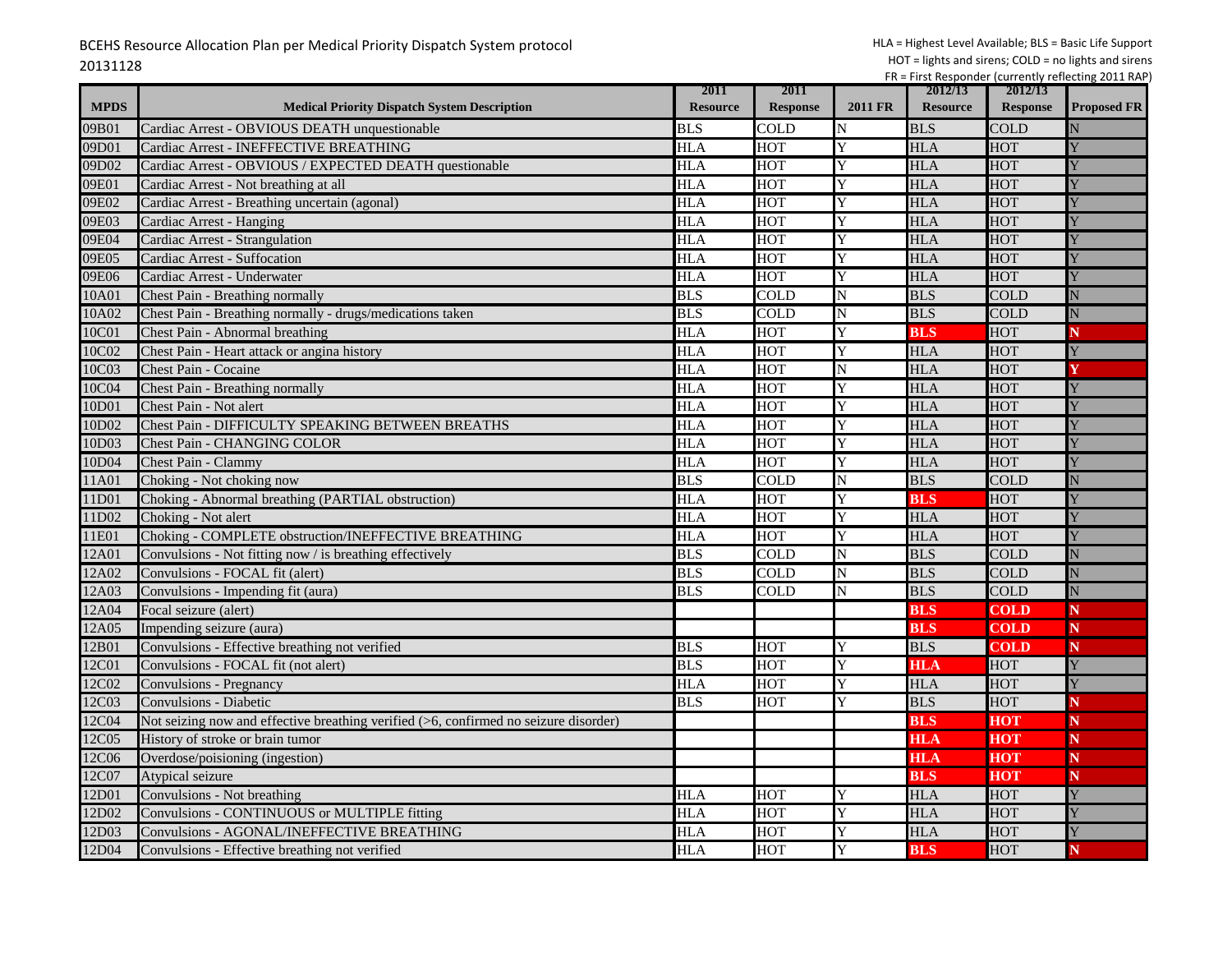BCEHS Resource Allocation Plan per Medical Priority Dispatch System protocol
20131128

HLA = Highest Level Available; BLS = Basic Life Support
HOT = lights and sirens; COLD = no lights and sirens
FR = First Responder (currently reflecting 2011 RAP)

| MPDS | Medical Priority Dispatch System Description | 2011 Resource | 2011 Response | 2011 FR | 2012/13 Resource | 2012/13 Response | Proposed FR |
|---|---|---|---|---|---|---|---|
| 09B01 | Cardiac Arrest - OBVIOUS DEATH unquestionable | BLS | COLD | N | BLS | COLD | N |
| 09D01 | Cardiac Arrest - INEFFECTIVE BREATHING | HLA | HOT | Y | HLA | HOT | Y |
| 09D02 | Cardiac Arrest - OBVIOUS / EXPECTED DEATH questionable | HLA | HOT | Y | HLA | HOT | Y |
| 09E01 | Cardiac Arrest - Not breathing at all | HLA | HOT | Y | HLA | HOT | Y |
| 09E02 | Cardiac Arrest - Breathing uncertain (agonal) | HLA | HOT | Y | HLA | HOT | Y |
| 09E03 | Cardiac Arrest - Hanging | HLA | HOT | Y | HLA | HOT | Y |
| 09E04 | Cardiac Arrest - Strangulation | HLA | HOT | Y | HLA | HOT | Y |
| 09E05 | Cardiac Arrest - Suffocation | HLA | HOT | Y | HLA | HOT | Y |
| 09E06 | Cardiac Arrest - Underwater | HLA | HOT | Y | HLA | HOT | Y |
| 10A01 | Chest Pain - Breathing normally | BLS | COLD | N | BLS | COLD | N |
| 10A02 | Chest Pain - Breathing normally - drugs/medications taken | BLS | COLD | N | BLS | COLD | N |
| 10C01 | Chest Pain - Abnormal breathing | HLA | HOT | Y | **BLS** | HOT | **N** |
| 10C02 | Chest Pain - Heart attack or angina history | HLA | HOT | Y | HLA | HOT | Y |
| 10C03 | Chest Pain - Cocaine | HLA | HOT | N | HLA | HOT | **Y** |
| 10C04 | Chest Pain - Breathing normally | HLA | HOT | Y | HLA | HOT | Y |
| 10D01 | Chest Pain - Not alert | HLA | HOT | Y | HLA | HOT | Y |
| 10D02 | Chest Pain - DIFFICULTY SPEAKING BETWEEN BREATHS | HLA | HOT | Y | HLA | HOT | Y |
| 10D03 | Chest Pain - CHANGING COLOR | HLA | HOT | Y | HLA | HOT | Y |
| 10D04 | Chest Pain - Clammy | HLA | HOT | Y | HLA | HOT | Y |
| 11A01 | Choking - Not choking now | BLS | COLD | N | BLS | COLD | N |
| 11D01 | Choking - Abnormal breathing (PARTIAL obstruction) | HLA | HOT | Y | **BLS** | HOT | Y |
| 11D02 | Choking - Not alert | HLA | HOT | Y | HLA | HOT | Y |
| 11E01 | Choking - COMPLETE obstruction/INEFFECTIVE BREATHING | HLA | HOT | Y | HLA | HOT | Y |
| 12A01 | Convulsions - Not fitting now / is breathing effectively | BLS | COLD | N | BLS | COLD | N |
| 12A02 | Convulsions - FOCAL fit (alert) | BLS | COLD | N | BLS | COLD | N |
| 12A03 | Convulsions - Impending fit (aura) | BLS | COLD | N | BLS | COLD | N |
| 12A04 | Focal seizure (alert) | | | | **BLS** | **COLD** | **N** |
| 12A05 | Impending seizure (aura) | | | | **BLS** | **COLD** | **N** |
| 12B01 | Convulsions - Effective breathing not verified | BLS | HOT | Y | BLS | **COLD** | **N** |
| 12C01 | Convulsions - FOCAL fit (not alert) | BLS | HOT | Y | **HLA** | HOT | Y |
| 12C02 | Convulsions - Pregnancy | HLA | HOT | Y | HLA | HOT | Y |
| 12C03 | Convulsions - Diabetic | BLS | HOT | Y | BLS | HOT | **N** |
| 12C04 | Not seizing now and effective breathing verified (>6, confirmed no seizure disorder) | | | | **BLS** | **HOT** | **N** |
| 12C05 | History of stroke or brain tumor | | | | **HLA** | **HOT** | **N** |
| 12C06 | Overdose/poisioning (ingestion) | | | | **HLA** | **HOT** | **N** |
| 12C07 | Atypical seizure | | | | **BLS** | **HOT** | **N** |
| 12D01 | Convulsions - Not breathing | HLA | HOT | Y | HLA | HOT | Y |
| 12D02 | Convulsions - CONTINUOUS or MULTIPLE fitting | HLA | HOT | Y | HLA | HOT | Y |
| 12D03 | Convulsions - AGONAL/INEFFECTIVE BREATHING | HLA | HOT | Y | HLA | HOT | Y |
| 12D04 | Convulsions - Effective breathing not verified | HLA | HOT | Y | **BLS** | HOT | **N** |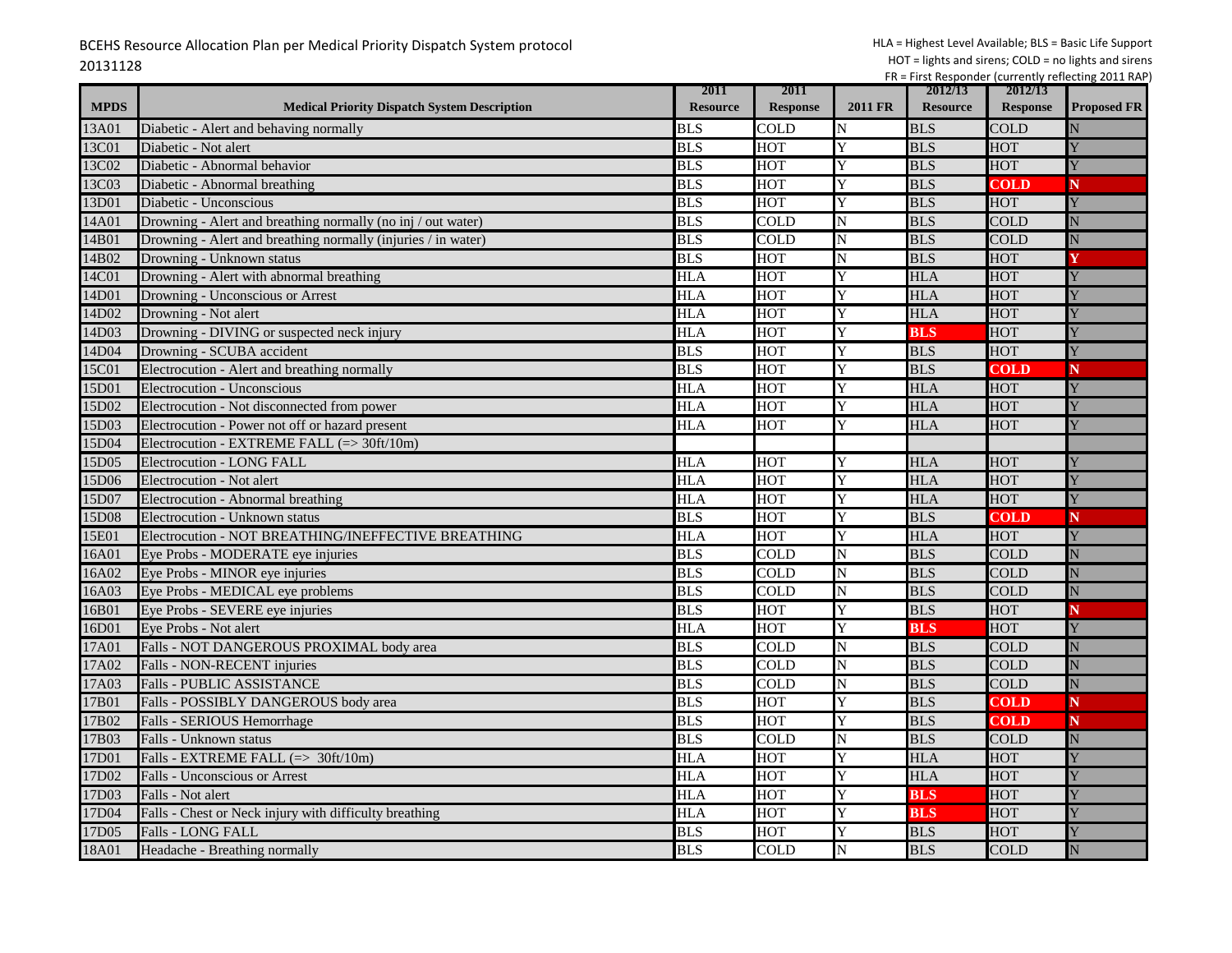BCEHS Resource Allocation Plan per Medical Priority Dispatch System protocol
20131128

HLA = Highest Level Available; BLS = Basic Life Support
HOT = lights and sirens; COLD = no lights and sirens
FR = First Responder (currently reflecting 2011 RAP)

| MPDS | Medical Priority Dispatch System Description | 2011 Resource | 2011 Response | 2011 FR | 2012/13 Resource | 2012/13 Response | Proposed FR |
|---|---|---|---|---|---|---|---|
| 13A01 | Diabetic - Alert and behaving normally | BLS | COLD | N | BLS | COLD | N |
| 13C01 | Diabetic - Not alert | BLS | HOT | Y | BLS | HOT | Y |
| 13C02 | Diabetic - Abnormal behavior | BLS | HOT | Y | BLS | HOT | Y |
| 13C03 | Diabetic - Abnormal breathing | BLS | HOT | Y | BLS | **COLD** | **N** |
| 13D01 | Diabetic - Unconscious | BLS | HOT | Y | BLS | HOT | Y |
| 14A01 | Drowning - Alert and breathing normally (no inj / out water) | BLS | COLD | N | BLS | COLD | N |
| 14B01 | Drowning - Alert and breathing normally (injuries / in water) | BLS | COLD | N | BLS | COLD | N |
| 14B02 | Drowning - Unknown status | BLS | HOT | N | BLS | HOT | **Y** |
| 14C01 | Drowning - Alert with abnormal breathing | HLA | HOT | Y | HLA | HOT | Y |
| 14D01 | Drowning - Unconscious or Arrest | HLA | HOT | Y | HLA | HOT | Y |
| 14D02 | Drowning - Not alert | HLA | HOT | Y | HLA | HOT | Y |
| 14D03 | Drowning - DIVING or suspected neck injury | HLA | HOT | Y | **BLS** | HOT | Y |
| 14D04 | Drowning - SCUBA accident | BLS | HOT | Y | BLS | HOT | Y |
| 15C01 | Electrocution - Alert and breathing normally | BLS | HOT | Y | BLS | **COLD** | **N** |
| 15D01 | Electrocution - Unconscious | HLA | HOT | Y | HLA | HOT | Y |
| 15D02 | Electrocution - Not disconnected from power | HLA | HOT | Y | HLA | HOT | Y |
| 15D03 | Electrocution - Power not off or hazard present | HLA | HOT | Y | HLA | HOT | Y |
| 15D04 | Electrocution - EXTREME FALL (=> 30ft/10m) | | | | | | |
| 15D05 | Electrocution - LONG FALL | HLA | HOT | Y | HLA | HOT | Y |
| 15D06 | Electrocution - Not alert | HLA | HOT | Y | HLA | HOT | Y |
| 15D07 | Electrocution - Abnormal breathing | HLA | HOT | Y | HLA | HOT | Y |
| 15D08 | Electrocution - Unknown status | BLS | HOT | Y | BLS | **COLD** | **N** |
| 15E01 | Electrocution - NOT BREATHING/INEFFECTIVE BREATHING | HLA | HOT | Y | HLA | HOT | Y |
| 16A01 | Eye Probs - MODERATE eye injuries | BLS | COLD | N | BLS | COLD | N |
| 16A02 | Eye Probs - MINOR eye injuries | BLS | COLD | N | BLS | COLD | N |
| 16A03 | Eye Probs - MEDICAL eye problems | BLS | COLD | N | BLS | COLD | N |
| 16B01 | Eye Probs - SEVERE eye injuries | BLS | HOT | Y | BLS | HOT | **N** |
| 16D01 | Eye Probs - Not alert | HLA | HOT | Y | **BLS** | HOT | Y |
| 17A01 | Falls - NOT DANGEROUS PROXIMAL body area | BLS | COLD | N | BLS | COLD | N |
| 17A02 | Falls - NON-RECENT injuries | BLS | COLD | N | BLS | COLD | N |
| 17A03 | Falls - PUBLIC ASSISTANCE | BLS | COLD | N | BLS | COLD | N |
| 17B01 | Falls - POSSIBLY DANGEROUS body area | BLS | HOT | Y | BLS | **COLD** | **N** |
| 17B02 | Falls - SERIOUS Hemorrhage | BLS | HOT | Y | BLS | **COLD** | **N** |
| 17B03 | Falls - Unknown status | BLS | COLD | N | BLS | COLD | N |
| 17D01 | Falls - EXTREME FALL (=> 30ft/10m) | HLA | HOT | Y | HLA | HOT | Y |
| 17D02 | Falls - Unconscious or Arrest | HLA | HOT | Y | HLA | HOT | Y |
| 17D03 | Falls - Not alert | HLA | HOT | Y | **BLS** | HOT | Y |
| 17D04 | Falls - Chest or Neck injury with difficulty breathing | HLA | HOT | Y | **BLS** | HOT | Y |
| 17D05 | Falls - LONG FALL | BLS | HOT | Y | BLS | HOT | Y |
| 18A01 | Headache - Breathing normally | BLS | COLD | N | BLS | COLD | N |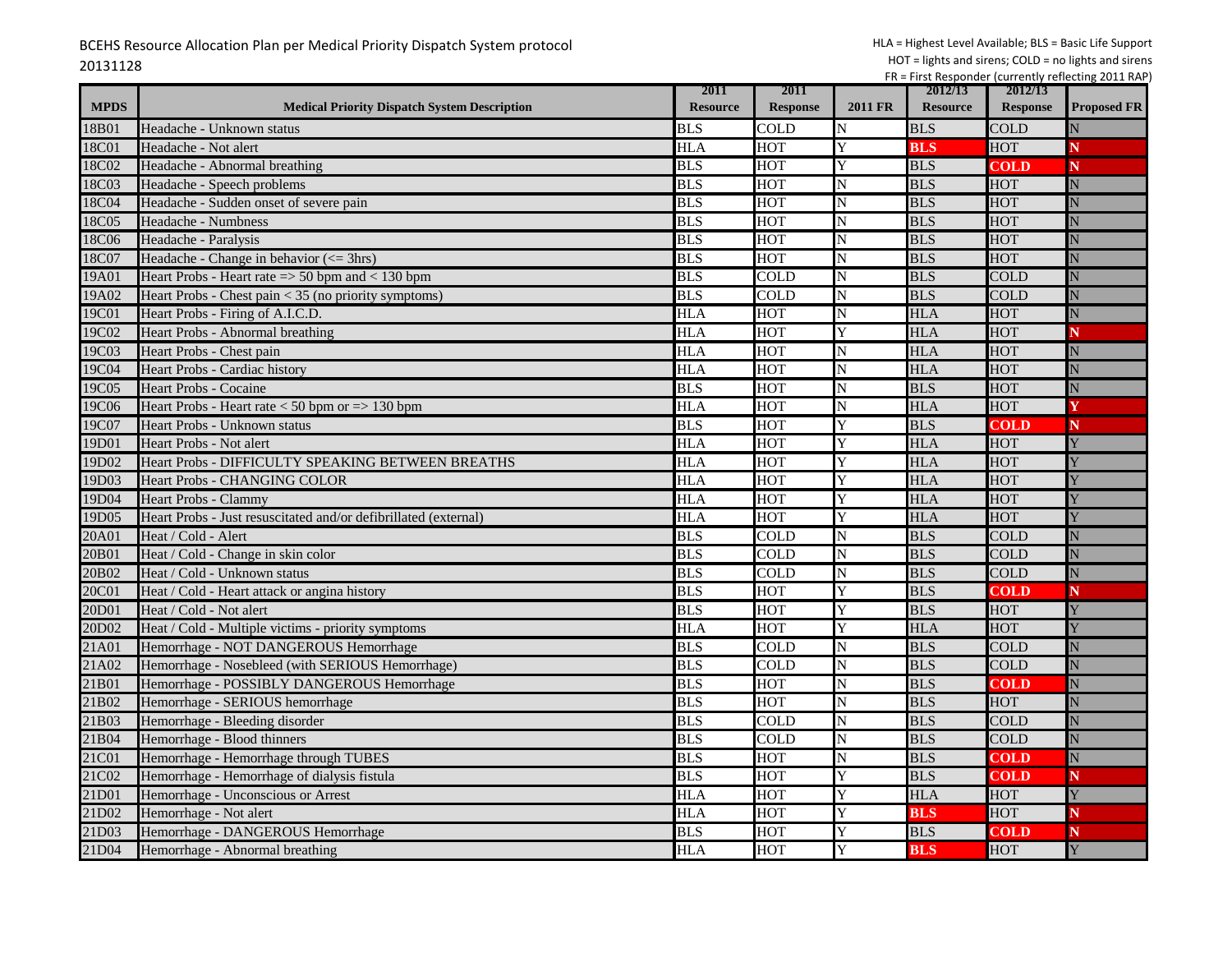BCEHS Resource Allocation Plan per Medical Priority Dispatch System protocol
20131128

HLA = Highest Level Available; BLS = Basic Life Support
HOT = lights and sirens; COLD = no lights and sirens
FR = First Responder (currently reflecting 2011 RAP)

| MPDS | Medical Priority Dispatch System Description | 2011 Resource | 2011 Response | 2011 FR | 2012/13 Resource | 2012/13 Response | Proposed FR |
|---|---|---|---|---|---|---|---|
| 18B01 | Headache - Unknown status | BLS | COLD | N | BLS | COLD | N |
| 18C01 | Headache - Not alert | HLA | HOT | Y | **BLS** | HOT | **N** |
| 18C02 | Headache - Abnormal breathing | BLS | HOT | Y | BLS | **COLD** | **N** |
| 18C03 | Headache - Speech problems | BLS | HOT | N | BLS | HOT | N |
| 18C04 | Headache - Sudden onset of severe pain | BLS | HOT | N | BLS | HOT | N |
| 18C05 | Headache - Numbness | BLS | HOT | N | BLS | HOT | N |
| 18C06 | Headache - Paralysis | BLS | HOT | N | BLS | HOT | N |
| 18C07 | Headache - Change in behavior (<= 3hrs) | BLS | HOT | N | BLS | HOT | N |
| 19A01 | Heart Probs - Heart rate => 50 bpm and < 130 bpm | BLS | COLD | N | BLS | COLD | N |
| 19A02 | Heart Probs - Chest pain < 35 (no priority symptoms) | BLS | COLD | N | BLS | COLD | N |
| 19C01 | Heart Probs - Firing of A.I.C.D. | HLA | HOT | N | HLA | HOT | N |
| 19C02 | Heart Probs - Abnormal breathing | HLA | HOT | Y | HLA | HOT | **N** |
| 19C03 | Heart Probs - Chest pain | HLA | HOT | N | HLA | HOT | N |
| 19C04 | Heart Probs - Cardiac history | HLA | HOT | N | HLA | HOT | N |
| 19C05 | Heart Probs - Cocaine | BLS | HOT | N | BLS | HOT | N |
| 19C06 | Heart Probs - Heart rate < 50 bpm or => 130 bpm | HLA | HOT | N | HLA | HOT | **Y** |
| 19C07 | Heart Probs - Unknown status | BLS | HOT | Y | BLS | **COLD** | **N** |
| 19D01 | Heart Probs - Not alert | HLA | HOT | Y | HLA | HOT | Y |
| 19D02 | Heart Probs - DIFFICULTY SPEAKING BETWEEN BREATHS | HLA | HOT | Y | HLA | HOT | Y |
| 19D03 | Heart Probs - CHANGING COLOR | HLA | HOT | Y | HLA | HOT | Y |
| 19D04 | Heart Probs - Clammy | HLA | HOT | Y | HLA | HOT | Y |
| 19D05 | Heart Probs - Just resuscitated and/or defibrillated (external) | HLA | HOT | Y | HLA | HOT | Y |
| 20A01 | Heat / Cold - Alert | BLS | COLD | N | BLS | COLD | N |
| 20B01 | Heat / Cold - Change in skin color | BLS | COLD | N | BLS | COLD | N |
| 20B02 | Heat / Cold - Unknown status | BLS | COLD | N | BLS | COLD | N |
| 20C01 | Heat / Cold - Heart attack or angina history | BLS | HOT | Y | BLS | **COLD** | **N** |
| 20D01 | Heat / Cold - Not alert | BLS | HOT | Y | BLS | HOT | Y |
| 20D02 | Heat / Cold - Multiple victims - priority symptoms | HLA | HOT | Y | HLA | HOT | Y |
| 21A01 | Hemorrhage - NOT DANGEROUS Hemorrhage | BLS | COLD | N | BLS | COLD | N |
| 21A02 | Hemorrhage - Nosebleed (with SERIOUS Hemorrhage) | BLS | COLD | N | BLS | COLD | N |
| 21B01 | Hemorrhage - POSSIBLY DANGEROUS Hemorrhage | BLS | HOT | N | BLS | **COLD** | N |
| 21B02 | Hemorrhage - SERIOUS hemorrhage | BLS | HOT | N | BLS | HOT | N |
| 21B03 | Hemorrhage - Bleeding disorder | BLS | COLD | N | BLS | COLD | N |
| 21B04 | Hemorrhage - Blood thinners | BLS | COLD | N | BLS | COLD | N |
| 21C01 | Hemorrhage - Hemorrhage through TUBES | BLS | HOT | N | BLS | **COLD** | N |
| 21C02 | Hemorrhage - Hemorrhage of dialysis fistula | BLS | HOT | Y | BLS | **COLD** | **N** |
| 21D01 | Hemorrhage - Unconscious or Arrest | HLA | HOT | Y | HLA | HOT | Y |
| 21D02 | Hemorrhage - Not alert | HLA | HOT | Y | **BLS** | HOT | **N** |
| 21D03 | Hemorrhage - DANGEROUS Hemorrhage | BLS | HOT | Y | BLS | **COLD** | **N** |
| 21D04 | Hemorrhage - Abnormal breathing | HLA | HOT | Y | **BLS** | HOT | Y |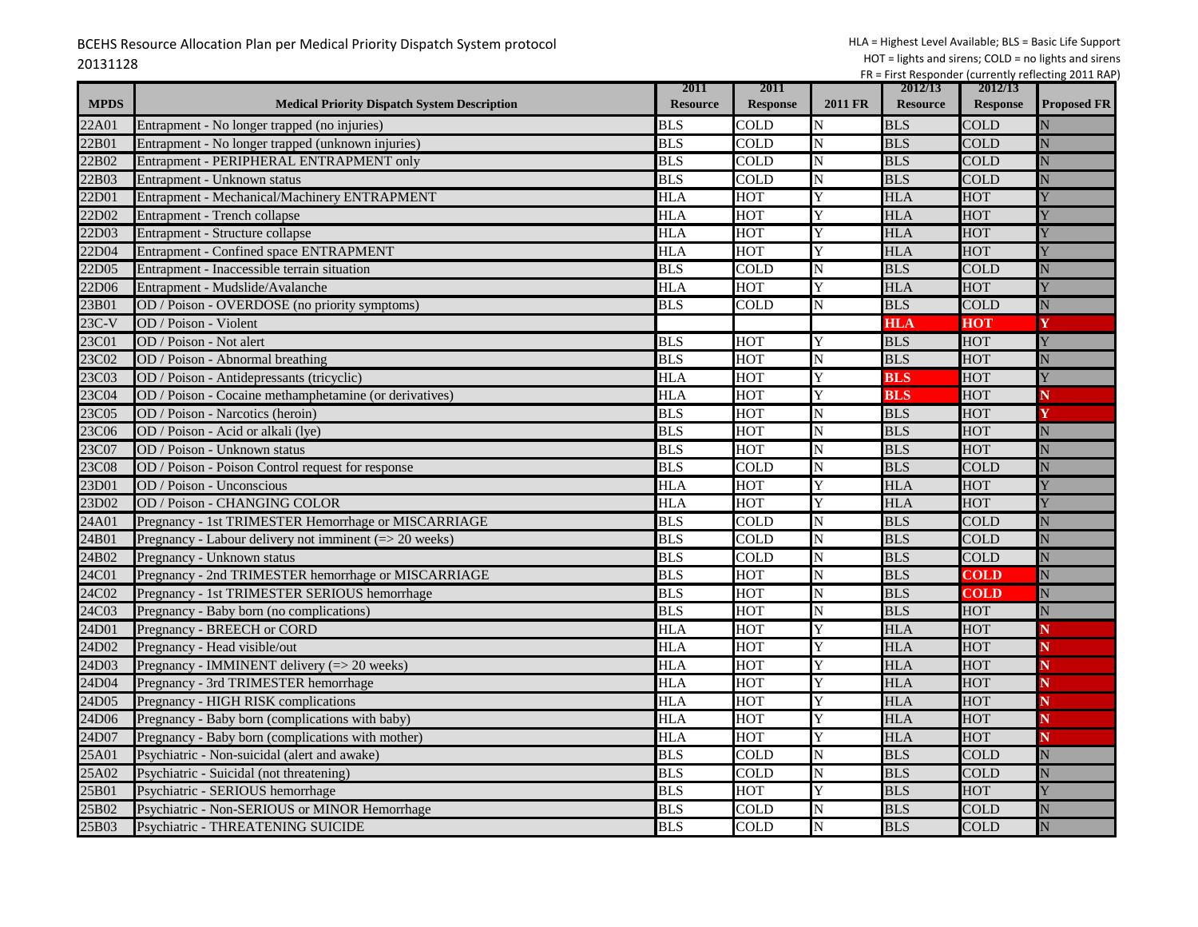BCEHS Resource Allocation Plan per Medical Priority Dispatch System protocol
20131128

HLA = Highest Level Available; BLS = Basic Life Support
HOT = lights and sirens; COLD = no lights and sirens
FR = First Responder (currently reflecting 2011 RAP)

| MPDS | Medical Priority Dispatch System Description | 2011 Resource | 2011 Response | 2011 FR | 2012/13 Resource | 2012/13 Response | Proposed FR |
|---|---|---|---|---|---|---|---|
| 22A01 | Entrapment - No longer trapped (no injuries) | BLS | COLD | N | BLS | COLD | N |
| 22B01 | Entrapment - No longer trapped (unknown injuries) | BLS | COLD | N | BLS | COLD | N |
| 22B02 | Entrapment - PERIPHERAL ENTRAPMENT only | BLS | COLD | N | BLS | COLD | N |
| 22B03 | Entrapment - Unknown status | BLS | COLD | N | BLS | COLD | N |
| 22D01 | Entrapment - Mechanical/Machinery ENTRAPMENT | HLA | HOT | Y | HLA | HOT | Y |
| 22D02 | Entrapment - Trench collapse | HLA | HOT | Y | HLA | HOT | Y |
| 22D03 | Entrapment - Structure collapse | HLA | HOT | Y | HLA | HOT | Y |
| 22D04 | Entrapment - Confined space ENTRAPMENT | HLA | HOT | Y | HLA | HOT | Y |
| 22D05 | Entrapment - Inaccessible terrain situation | BLS | COLD | N | BLS | COLD | N |
| 22D06 | Entrapment - Mudslide/Avalanche | HLA | HOT | Y | HLA | HOT | Y |
| 23B01 | OD / Poison - OVERDOSE (no priority symptoms) | BLS | COLD | N | BLS | COLD | N |
| 23C-V | OD / Poison - Violent | | | | **HLA** | **HOT** | **Y** |
| 23C01 | OD / Poison - Not alert | BLS | HOT | Y | BLS | HOT | Y |
| 23C02 | OD / Poison - Abnormal breathing | BLS | HOT | N | BLS | HOT | N |
| 23C03 | OD / Poison - Antidepressants (tricyclic) | HLA | HOT | Y | **BLS** | HOT | Y |
| 23C04 | OD / Poison - Cocaine methamphetamine (or derivatives) | HLA | HOT | Y | **BLS** | HOT | **N** |
| 23C05 | OD / Poison - Narcotics (heroin) | BLS | HOT | N | BLS | HOT | **Y** |
| 23C06 | OD / Poison - Acid or alkali (lye) | BLS | HOT | N | BLS | HOT | N |
| 23C07 | OD / Poison - Unknown status | BLS | HOT | N | BLS | HOT | N |
| 23C08 | OD / Poison - Poison Control request for response | BLS | COLD | N | BLS | COLD | N |
| 23D01 | OD / Poison - Unconscious | HLA | HOT | Y | HLA | HOT | Y |
| 23D02 | OD / Poison - CHANGING COLOR | HLA | HOT | Y | HLA | HOT | Y |
| 24A01 | Pregnancy - 1st TRIMESTER Hemorrhage or MISCARRIAGE | BLS | COLD | N | BLS | COLD | N |
| 24B01 | Pregnancy - Labour delivery not imminent (=> 20 weeks) | BLS | COLD | N | BLS | COLD | N |
| 24B02 | Pregnancy - Unknown status | BLS | COLD | N | BLS | COLD | N |
| 24C01 | Pregnancy - 2nd TRIMESTER hemorrhage or MISCARRIAGE | BLS | HOT | N | BLS | **COLD** | N |
| 24C02 | Pregnancy - 1st TRIMESTER SERIOUS hemorrhage | BLS | HOT | N | BLS | **COLD** | N |
| 24C03 | Pregnancy - Baby born (no complications) | BLS | HOT | N | BLS | HOT | N |
| 24D01 | Pregnancy - BREECH or CORD | HLA | HOT | Y | HLA | HOT | **N** |
| 24D02 | Pregnancy - Head visible/out | HLA | HOT | Y | HLA | HOT | **N** |
| 24D03 | Pregnancy - IMMINENT delivery (=> 20 weeks) | HLA | HOT | Y | HLA | HOT | **N** |
| 24D04 | Pregnancy - 3rd TRIMESTER hemorrhage | HLA | HOT | Y | HLA | HOT | **N** |
| 24D05 | Pregnancy - HIGH RISK complications | HLA | HOT | Y | HLA | HOT | **N** |
| 24D06 | Pregnancy - Baby born (complications with baby) | HLA | HOT | Y | HLA | HOT | **N** |
| 24D07 | Pregnancy - Baby born (complications with mother) | HLA | HOT | Y | HLA | HOT | **N** |
| 25A01 | Psychiatric - Non-suicidal (alert and awake) | BLS | COLD | N | BLS | COLD | N |
| 25A02 | Psychiatric - Suicidal (not threatening) | BLS | COLD | N | BLS | COLD | N |
| 25B01 | Psychiatric - SERIOUS hemorrhage | BLS | HOT | Y | BLS | HOT | Y |
| 25B02 | Psychiatric - Non-SERIOUS or MINOR Hemorrhage | BLS | COLD | N | BLS | COLD | N |
| 25B03 | Psychiatric - THREATENING SUICIDE | BLS | COLD | N | BLS | COLD | N |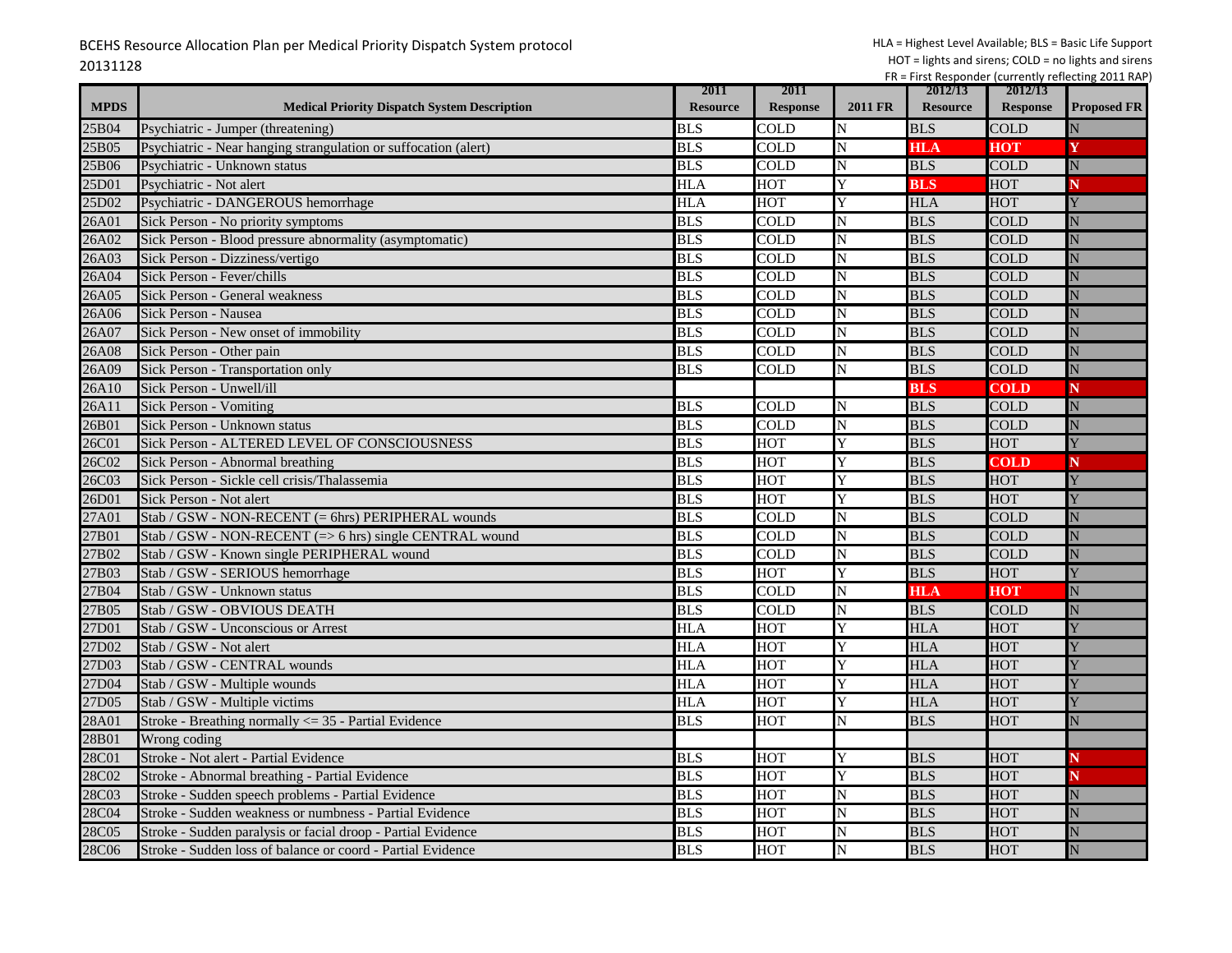BCEHS Resource Allocation Plan per Medical Priority Dispatch System protocol
20131128

HLA = Highest Level Available; BLS = Basic Life Support
HOT = lights and sirens; COLD = no lights and sirens
FR = First Responder (currently reflecting 2011 RAP)

| MPDS | Medical Priority Dispatch System Description | 2011 Resource | 2011 Response | 2011 FR | 2012/13 Resource | 2012/13 Response | Proposed FR |
|---|---|---|---|---|---|---|---|
| 25B04 | Psychiatric - Jumper (threatening) | BLS | COLD | N | BLS | COLD | N |
| 25B05 | Psychiatric - Near hanging strangulation or suffocation (alert) | BLS | COLD | N | **HLA** | **HOT** | **Y** |
| 25B06 | Psychiatric - Unknown status | BLS | COLD | N | BLS | COLD | N |
| 25D01 | Psychiatric - Not alert | HLA | HOT | Y | **BLS** | HOT | **N** |
| 25D02 | Psychiatric - DANGEROUS hemorrhage | HLA | HOT | Y | HLA | HOT | Y |
| 26A01 | Sick Person - No priority symptoms | BLS | COLD | N | BLS | COLD | N |
| 26A02 | Sick Person - Blood pressure abnormality (asymptomatic) | BLS | COLD | N | BLS | COLD | N |
| 26A03 | Sick Person - Dizziness/vertigo | BLS | COLD | N | BLS | COLD | N |
| 26A04 | Sick Person - Fever/chills | BLS | COLD | N | BLS | COLD | N |
| 26A05 | Sick Person - General weakness | BLS | COLD | N | BLS | COLD | N |
| 26A06 | Sick Person - Nausea | BLS | COLD | N | BLS | COLD | N |
| 26A07 | Sick Person - New onset of immobility | BLS | COLD | N | BLS | COLD | N |
| 26A08 | Sick Person - Other pain | BLS | COLD | N | BLS | COLD | N |
| 26A09 | Sick Person - Transportation only | BLS | COLD | N | BLS | COLD | N |
| 26A10 | Sick Person - Unwell/ill | | | | **BLS** | **COLD** | **N** |
| 26A11 | Sick Person - Vomiting | BLS | COLD | N | BLS | COLD | N |
| 26B01 | Sick Person - Unknown status | BLS | COLD | N | BLS | COLD | N |
| 26C01 | Sick Person - ALTERED LEVEL OF CONSCIOUSNESS | BLS | HOT | Y | BLS | HOT | Y |
| 26C02 | Sick Person - Abnormal breathing | BLS | HOT | Y | BLS | **COLD** | **N** |
| 26C03 | Sick Person - Sickle cell crisis/Thalassemia | BLS | HOT | Y | BLS | HOT | Y |
| 26D01 | Sick Person - Not alert | BLS | HOT | Y | BLS | HOT | Y |
| 27A01 | Stab / GSW - NON-RECENT (= 6hrs) PERIPHERAL wounds | BLS | COLD | N | BLS | COLD | N |
| 27B01 | Stab / GSW - NON-RECENT (=> 6 hrs) single CENTRAL wound | BLS | COLD | N | BLS | COLD | N |
| 27B02 | Stab / GSW - Known single PERIPHERAL wound | BLS | COLD | N | BLS | COLD | N |
| 27B03 | Stab / GSW - SERIOUS hemorrhage | BLS | HOT | Y | BLS | HOT | Y |
| 27B04 | Stab / GSW - Unknown status | BLS | COLD | N | **HLA** | **HOT** | N |
| 27B05 | Stab / GSW - OBVIOUS DEATH | BLS | COLD | N | BLS | COLD | N |
| 27D01 | Stab / GSW - Unconscious or Arrest | HLA | HOT | Y | HLA | HOT | Y |
| 27D02 | Stab / GSW - Not alert | HLA | HOT | Y | HLA | HOT | Y |
| 27D03 | Stab / GSW - CENTRAL wounds | HLA | HOT | Y | HLA | HOT | Y |
| 27D04 | Stab / GSW - Multiple wounds | HLA | HOT | Y | HLA | HOT | Y |
| 27D05 | Stab / GSW - Multiple victims | HLA | HOT | Y | HLA | HOT | Y |
| 28A01 | Stroke - Breathing normally <= 35 - Partial Evidence | BLS | HOT | N | BLS | HOT | N |
| 28B01 | Wrong coding | | | | | | |
| 28C01 | Stroke - Not alert - Partial Evidence | BLS | HOT | Y | BLS | HOT | **N** |
| 28C02 | Stroke - Abnormal breathing - Partial Evidence | BLS | HOT | Y | BLS | HOT | **N** |
| 28C03 | Stroke - Sudden speech problems - Partial Evidence | BLS | HOT | N | BLS | HOT | N |
| 28C04 | Stroke - Sudden weakness or numbness - Partial Evidence | BLS | HOT | N | BLS | HOT | N |
| 28C05 | Stroke - Sudden paralysis or facial droop - Partial Evidence | BLS | HOT | N | BLS | HOT | N |
| 28C06 | Stroke - Sudden loss of balance or coord - Partial Evidence | BLS | HOT | N | BLS | HOT | N |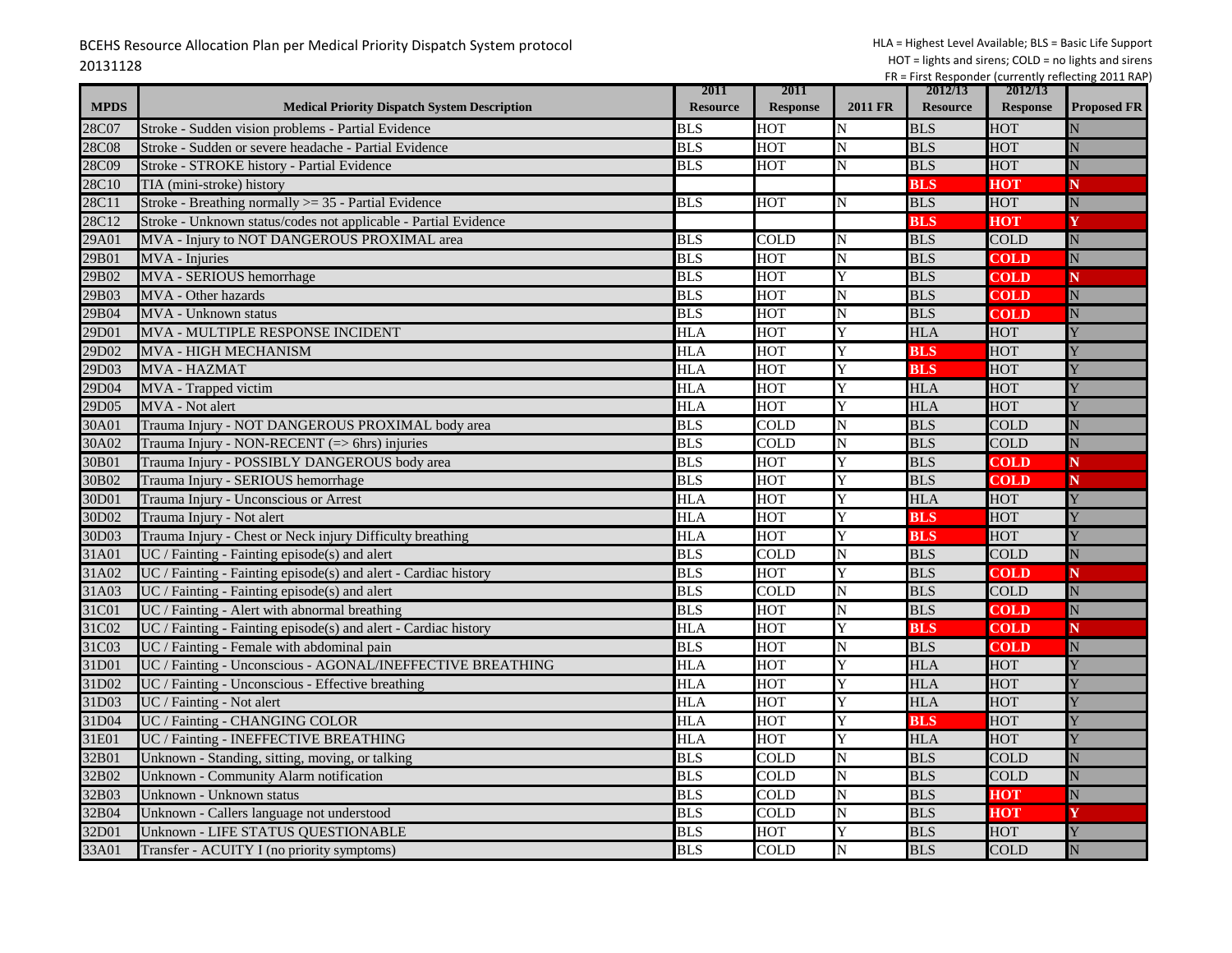BCEHS Resource Allocation Plan per Medical Priority Dispatch System protocol
20131128

HLA = Highest Level Available; BLS = Basic Life Support
HOT = lights and sirens; COLD = no lights and sirens
FR = First Responder (currently reflecting 2011 RAP)

| MPDS | Medical Priority Dispatch System Description | 2011 Resource | 2011 Response | 2011 FR | 2012/13 Resource | 2012/13 Response | Proposed FR |
|---|---|---|---|---|---|---|---|
| 28C07 | Stroke - Sudden vision problems - Partial Evidence | BLS | HOT | N | BLS | HOT | N |
| 28C08 | Stroke - Sudden or severe headache - Partial Evidence | BLS | HOT | N | BLS | HOT | N |
| 28C09 | Stroke - STROKE history - Partial Evidence | BLS | HOT | N | BLS | HOT | N |
| 28C10 | TIA (mini-stroke) history | | | | **BLS** | **HOT** | **N** |
| 28C11 | Stroke - Breathing normally >= 35 - Partial Evidence | BLS | HOT | N | BLS | HOT | N |
| 28C12 | Stroke - Unknown status/codes not applicable - Partial Evidence | | | | **BLS** | **HOT** | **Y** |
| 29A01 | MVA - Injury to NOT DANGEROUS PROXIMAL area | BLS | COLD | N | BLS | COLD | N |
| 29B01 | MVA - Injuries | BLS | HOT | N | BLS | **COLD** | N |
| 29B02 | MVA - SERIOUS hemorrhage | BLS | HOT | Y | BLS | **COLD** | **N** |
| 29B03 | MVA - Other hazards | BLS | HOT | N | BLS | **COLD** | N |
| 29B04 | MVA - Unknown status | BLS | HOT | N | BLS | **COLD** | N |
| 29D01 | MVA - MULTIPLE RESPONSE INCIDENT | HLA | HOT | Y | HLA | HOT | Y |
| 29D02 | MVA - HIGH MECHANISM | HLA | HOT | Y | **BLS** | HOT | Y |
| 29D03 | MVA - HAZMAT | HLA | HOT | Y | **BLS** | HOT | Y |
| 29D04 | MVA - Trapped victim | HLA | HOT | Y | HLA | HOT | Y |
| 29D05 | MVA - Not alert | HLA | HOT | Y | HLA | HOT | Y |
| 30A01 | Trauma Injury - NOT DANGEROUS PROXIMAL body area | BLS | COLD | N | BLS | COLD | N |
| 30A02 | Trauma Injury - NON-RECENT (=> 6hrs) injuries | BLS | COLD | N | BLS | COLD | N |
| 30B01 | Trauma Injury - POSSIBLY DANGEROUS body area | BLS | HOT | Y | BLS | **COLD** | **N** |
| 30B02 | Trauma Injury - SERIOUS hemorrhage | BLS | HOT | Y | BLS | **COLD** | **N** |
| 30D01 | Trauma Injury - Unconscious or Arrest | HLA | HOT | Y | HLA | HOT | Y |
| 30D02 | Trauma Injury - Not alert | HLA | HOT | Y | **BLS** | HOT | Y |
| 30D03 | Trauma Injury - Chest or Neck injury Difficulty breathing | HLA | HOT | Y | **BLS** | HOT | Y |
| 31A01 | UC / Fainting - Fainting episode(s) and alert | BLS | COLD | N | BLS | COLD | N |
| 31A02 | UC / Fainting - Fainting episode(s) and alert - Cardiac history | BLS | HOT | Y | BLS | **COLD** | **N** |
| 31A03 | UC / Fainting - Fainting episode(s) and alert | BLS | COLD | N | BLS | COLD | N |
| 31C01 | UC / Fainting - Alert with abnormal breathing | BLS | HOT | N | BLS | **COLD** | N |
| 31C02 | UC / Fainting - Fainting episode(s) and alert - Cardiac history | HLA | HOT | Y | **BLS** | **COLD** | **N** |
| 31C03 | UC / Fainting - Female with abdominal pain | BLS | HOT | N | BLS | **COLD** | N |
| 31D01 | UC / Fainting - Unconscious - AGONAL/INEFFECTIVE BREATHING | HLA | HOT | Y | HLA | HOT | Y |
| 31D02 | UC / Fainting - Unconscious - Effective breathing | HLA | HOT | Y | HLA | HOT | Y |
| 31D03 | UC / Fainting - Not alert | HLA | HOT | Y | HLA | HOT | Y |
| 31D04 | UC / Fainting - CHANGING COLOR | HLA | HOT | Y | **BLS** | HOT | Y |
| 31E01 | UC / Fainting - INEFFECTIVE BREATHING | HLA | HOT | Y | HLA | HOT | Y |
| 32B01 | Unknown - Standing, sitting, moving, or talking | BLS | COLD | N | BLS | COLD | N |
| 32B02 | Unknown - Community Alarm notification | BLS | COLD | N | BLS | COLD | N |
| 32B03 | Unknown - Unknown status | BLS | COLD | N | BLS | **HOT** | N |
| 32B04 | Unknown - Callers language not understood | BLS | COLD | N | BLS | **HOT** | **Y** |
| 32D01 | Unknown - LIFE STATUS QUESTIONABLE | BLS | HOT | Y | BLS | HOT | Y |
| 33A01 | Transfer - ACUITY I (no priority symptoms) | BLS | COLD | N | BLS | COLD | N |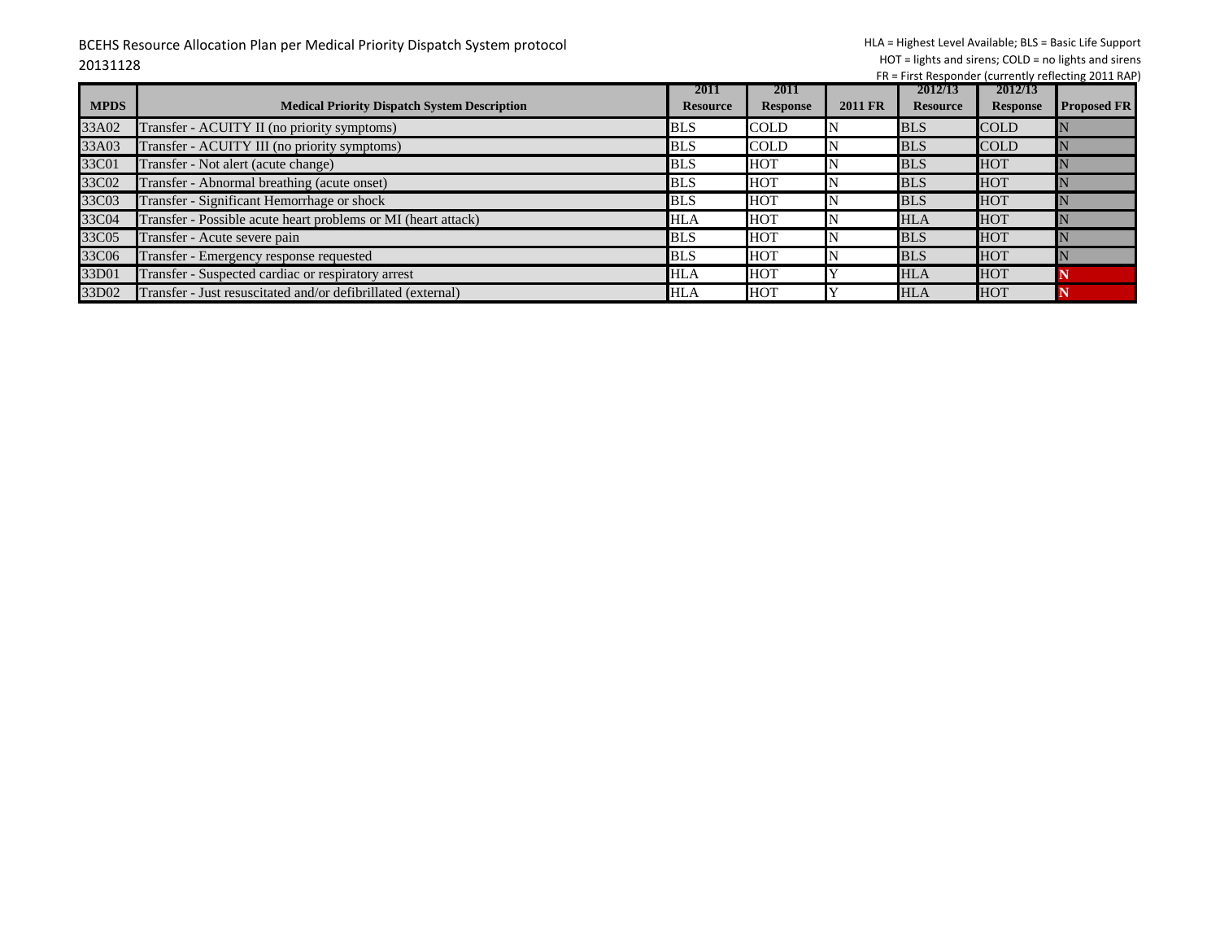BCEHS Resource Allocation Plan per Medical Priority Dispatch System protocol
20131128

HLA = Highest Level Available; BLS = Basic Life Support
HOT = lights and sirens; COLD = no lights and sirens
FR = First Responder (currently reflecting 2011 RAP)

| MPDS | Medical Priority Dispatch System Description | 2011 Resource | 2011 Response | 2011 FR | 2012/13 Resource | 2012/13 Response | Proposed FR |
|---|---|---|---|---|---|---|---|
| 33A02 | Transfer - ACUITY II (no priority symptoms) | BLS | COLD | N | BLS | COLD | N |
| 33A03 | Transfer - ACUITY III (no priority symptoms) | BLS | COLD | N | BLS | COLD | N |
| 33C01 | Transfer - Not alert (acute change) | BLS | HOT | N | BLS | HOT | N |
| 33C02 | Transfer - Abnormal breathing (acute onset) | BLS | HOT | N | BLS | HOT | N |
| 33C03 | Transfer - Significant Hemorrhage or shock | BLS | HOT | N | BLS | HOT | N |
| 33C04 | Transfer - Possible acute heart problems or MI (heart attack) | HLA | HOT | N | HLA | HOT | N |
| 33C05 | Transfer - Acute severe pain | BLS | HOT | N | BLS | HOT | N |
| 33C06 | Transfer - Emergency response requested | BLS | HOT | N | BLS | HOT | N |
| 33D01 | Transfer - Suspected cardiac or respiratory arrest | HLA | HOT | Y | HLA | HOT | **N** |
| 33D02 | Transfer - Just resuscitated and/or defibrillated (external) | HLA | HOT | Y | HLA | HOT | **N** |